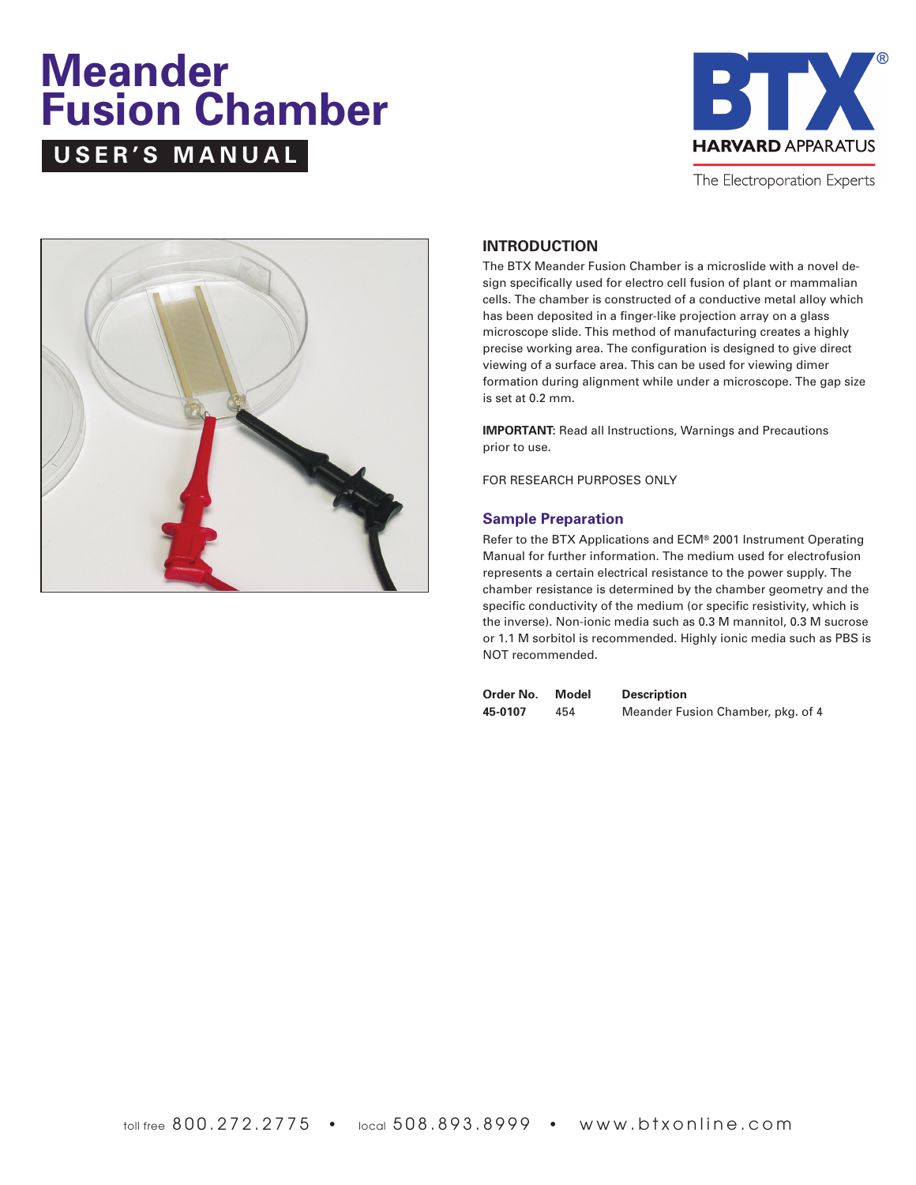# Meander Fusion Chamber

## USER'S MANUAL

BTX® HARVARD APPARATUS

The Electroporation Experts

## INTRODUCTION

The BTX Meander Fusion Chamber is a microslide with a novel design specifically used for electro cell fusion of plant or mammalian cells. The chamber is constructed of a conductive metal alloy which has been deposited in a finger-like projection array on a glass microscope slide. This method of manufacturing creates a highly precise working area. The configuration is designed to give direct viewing of a surface area. This can be used for viewing dimer formation during alignment while under a microscope. The gap size is set at 0.2 mm.

**IMPORTANT:** Read all Instructions, Warnings and Precautions prior to use.

FOR RESEARCH PURPOSES ONLY

### Sample Preparation

Refer to the BTX Applications and ECM® 2001 Instrument Operating Manual for further information. The medium used for electrofusion represents a certain electrical resistance to the power supply. The chamber resistance is determined by the chamber geometry and the specific conductivity of the medium (or specific resistivity, which is the inverse). Non-ionic media such as 0.3 M mannitol, 0.3 M sucrose or 1.1 M sorbitol is recommended. Highly ionic media such as PBS is NOT recommended.

| Order No. | Model | Description |
|---|---|---|
| **45-0107** | 454 | Meander Fusion Chamber, pkg. of 4 |

toll free 800.272.2775 • local 508.893.8999 • www.btxonline.com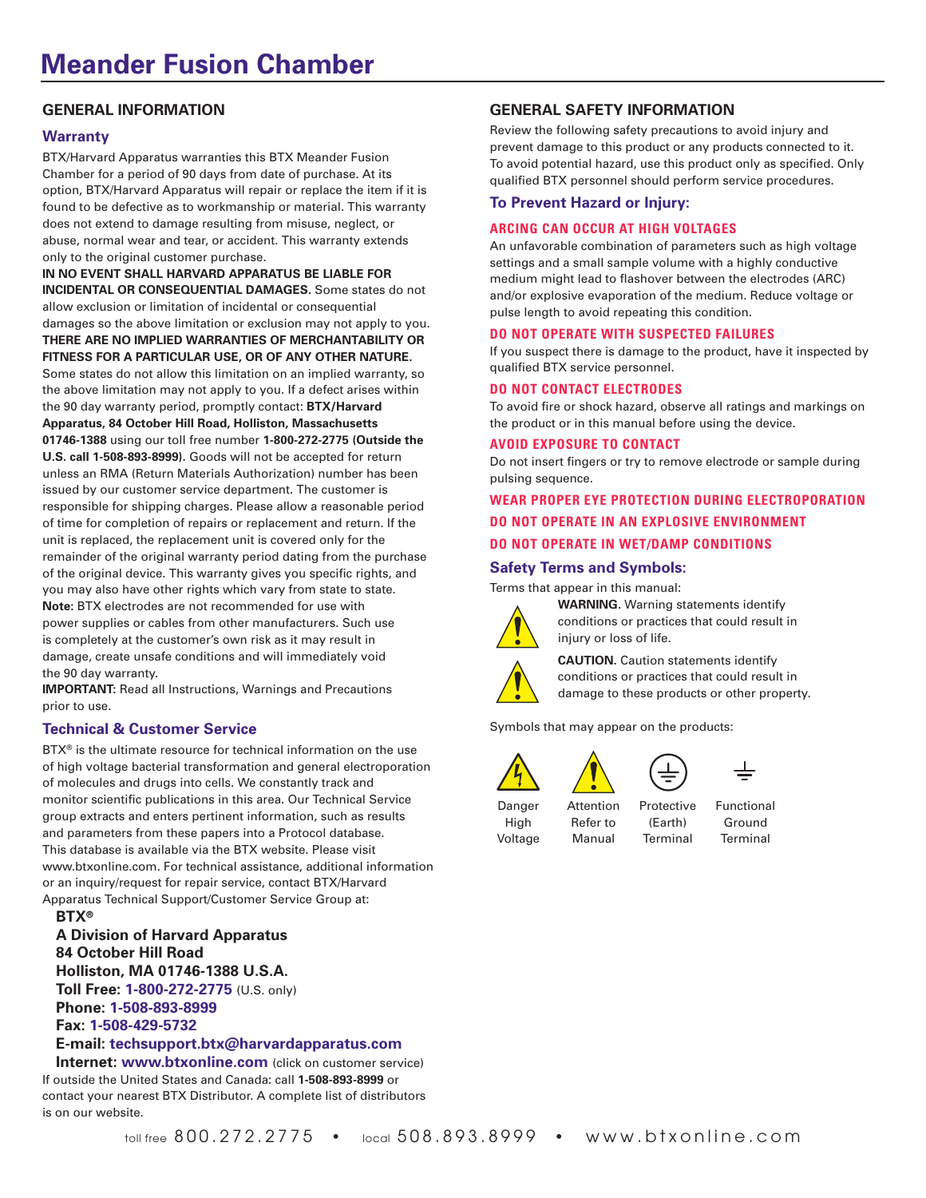# Meander Fusion Chamber

## GENERAL INFORMATION

### Warranty

BTX/Harvard Apparatus warranties this BTX Meander Fusion Chamber for a period of 90 days from date of purchase. At its option, BTX/Harvard Apparatus will repair or replace the item if it is found to be defective as to workmanship or material. This warranty does not extend to damage resulting from misuse, neglect, or abuse, normal wear and tear, or accident. This warranty extends only to the original customer purchase.

**IN NO EVENT SHALL HARVARD APPARATUS BE LIABLE FOR INCIDENTAL OR CONSEQUENTIAL DAMAGES**. Some states do not allow exclusion or limitation of incidental or consequential damages so the above limitation or exclusion may not apply to you. **THERE ARE NO IMPLIED WARRANTIES OF MERCHANTABILITY OR FITNESS FOR A PARTICULAR USE, OR OF ANY OTHER NATURE**. Some states do not allow this limitation on an implied warranty, so the above limitation may not apply to you. If a defect arises within the 90 day warranty period, promptly contact: **BTX/Harvard Apparatus, 84 October Hill Road, Holliston, Massachusetts 01746-1388** using our toll free number **1-800-272-2775 (Outside the U.S. call 1-508-893-8999)**. Goods will not be accepted for return unless an RMA (Return Materials Authorization) number has been issued by our customer service department. The customer is responsible for shipping charges. Please allow a reasonable period of time for completion of repairs or replacement and return. If the unit is replaced, the replacement unit is covered only for the remainder of the original warranty period dating from the purchase of the original device. This warranty gives you specific rights, and you may also have other rights which vary from state to state.

**Note:** BTX electrodes are not recommended for use with power supplies or cables from other manufacturers. Such use is completely at the customer's own risk as it may result in damage, create unsafe conditions and will immediately void the 90 day warranty.

**IMPORTANT:** Read all Instructions, Warnings and Precautions prior to use.

### Technical & Customer Service

BTX® is the ultimate resource for technical information on the use of high voltage bacterial transformation and general electroporation of molecules and drugs into cells. We constantly track and monitor scientific publications in this area. Our Technical Service group extracts and enters pertinent information, such as results and parameters from these papers into a Protocol database. This database is available via the BTX website. Please visit www.btxonline.com. For technical assistance, additional information or an inquiry/request for repair service, contact BTX/Harvard Apparatus Technical Support/Customer Service Group at:

**BTX®**
**A Division of Harvard Apparatus**
**84 October Hill Road**
**Holliston, MA 01746-1388 U.S.A.**
**Toll Free: 1-800-272-2775** (U.S. only)
**Phone: 1-508-893-8999**
**Fax: 1-508-429-5732**
**E-mail: techsupport.btx@harvardapparatus.com**
**Internet: www.btxonline.com** (click on customer service)

If outside the United States and Canada: call **1-508-893-8999** or contact your nearest BTX Distributor. A complete list of distributors is on our website.

## GENERAL SAFETY INFORMATION

Review the following safety precautions to avoid injury and prevent damage to this product or any products connected to it. To avoid potential hazard, use this product only as specified. Only qualified BTX personnel should perform service procedures.

### To Prevent Hazard or Injury:

**ARCING CAN OCCUR AT HIGH VOLTAGES**

An unfavorable combination of parameters such as high voltage settings and a small sample volume with a highly conductive medium might lead to flashover between the electrodes (ARC) and/or explosive evaporation of the medium. Reduce voltage or pulse length to avoid repeating this condition.

**DO NOT OPERATE WITH SUSPECTED FAILURES**

If you suspect there is damage to the product, have it inspected by qualified BTX service personnel.

**DO NOT CONTACT ELECTRODES**

To avoid fire or shock hazard, observe all ratings and markings on the product or in this manual before using the device.

**AVOID EXPOSURE TO CONTACT**

Do not insert fingers or try to remove electrode or sample during pulsing sequence.

**WEAR PROPER EYE PROTECTION DURING ELECTROPORATION**

**DO NOT OPERATE IN AN EXPLOSIVE ENVIRONMENT**

**DO NOT OPERATE IN WET/DAMP CONDITIONS**

### Safety Terms and Symbols:

Terms that appear in this manual:

**WARNING**. Warning statements identify conditions or practices that could result in injury or loss of life.

**CAUTION**. Caution statements identify conditions or practices that could result in damage to these products or other property.

Symbols that may appear on the products:

Danger High Voltage — Attention Refer to Manual — Protective (Earth) Terminal — Functional Ground Terminal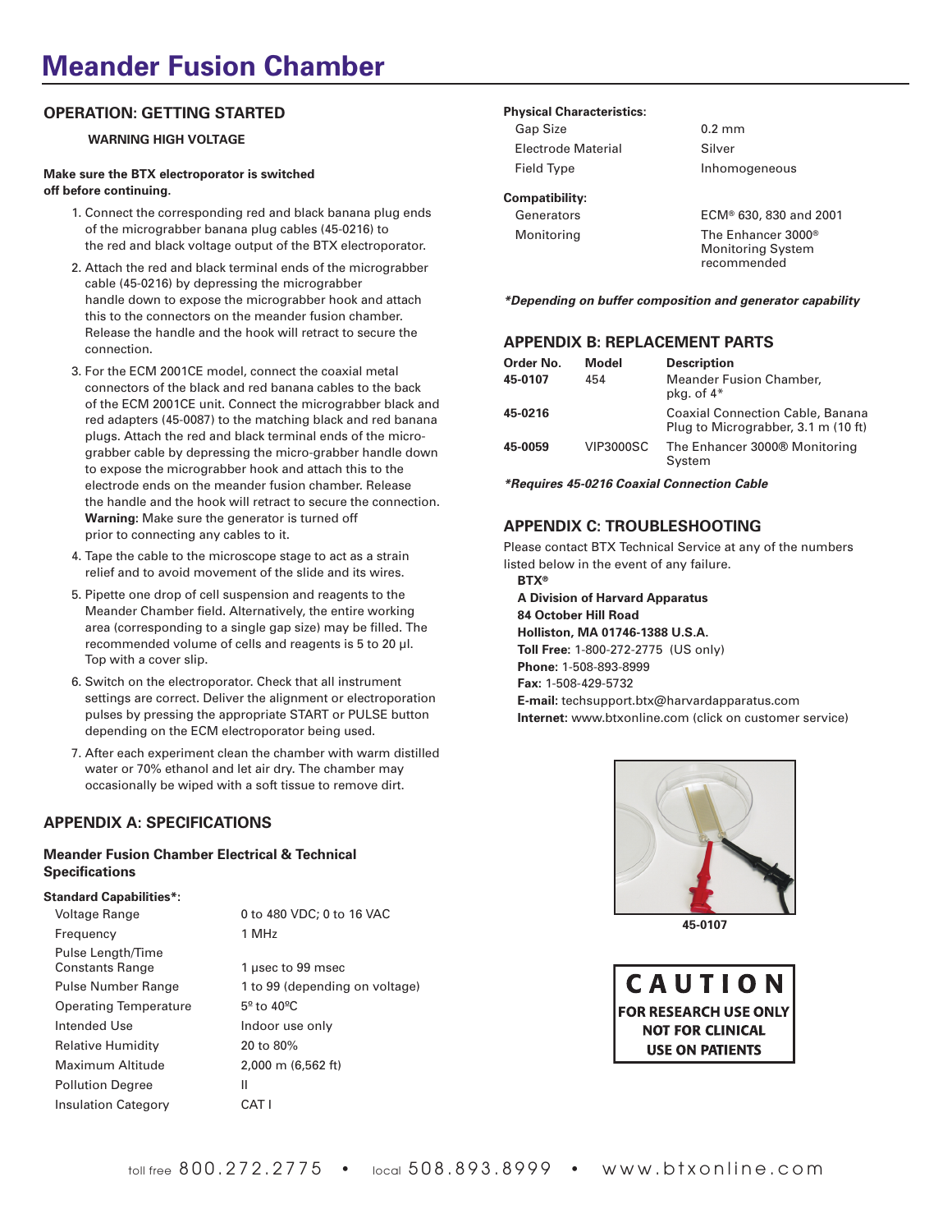# Meander Fusion Chamber

## OPERATION: GETTING STARTED

**WARNING HIGH VOLTAGE**

**Make sure the BTX electroporator is switched off before continuing.**

1. Connect the corresponding red and black banana plug ends of the micrograbber banana plug cables (45-0216) to the red and black voltage output of the BTX electroporator.
2. Attach the red and black terminal ends of the micrograbber cable (45-0216) by depressing the micrograbber handle down to expose the micrograbber hook and attach this to the connectors on the meander fusion chamber. Release the handle and the hook will retract to secure the connection.
3. For the ECM 2001CE model, connect the coaxial metal connectors of the black and red banana cables to the back of the ECM 2001CE unit. Connect the micrograbber black and red adapters (45-0087) to the matching black and red banana plugs. Attach the red and black terminal ends of the micro-grabber cable by depressing the micro-grabber handle down to expose the micrograbber hook and attach this to the electrode ends on the meander fusion chamber. Release the handle and the hook will retract to secure the connection. **Warning:** Make sure the generator is turned off prior to connecting any cables to it.
4. Tape the cable to the microscope stage to act as a strain relief and to avoid movement of the slide and its wires.
5. Pipette one drop of cell suspension and reagents to the Meander Chamber field. Alternatively, the entire working area (corresponding to a single gap size) may be filled. The recommended volume of cells and reagents is 5 to 20 µl. Top with a cover slip.
6. Switch on the electroporator. Check that all instrument settings are correct. Deliver the alignment or electroporation pulses by pressing the appropriate START or PULSE button depending on the ECM electroporator being used.
7. After each experiment clean the chamber with warm distilled water or 70% ethanol and let air dry. The chamber may occasionally be wiped with a soft tissue to remove dirt.

## APPENDIX A: SPECIFICATIONS

### Meander Fusion Chamber Electrical & Technical Specifications

**Standard Capabilities*:**

| | |
|---|---|
| Voltage Range | 0 to 480 VDC; 0 to 16 VAC |
| Frequency | 1 MHz |
| Pulse Length/Time Constants Range | 1 µsec to 99 msec |
| Pulse Number Range | 1 to 99 (depending on voltage) |
| Operating Temperature | 5º to 40ºC |
| Intended Use | Indoor use only |
| Relative Humidity | 20 to 80% |
| Maximum Altitude | 2,000 m (6,562 ft) |
| Pollution Degree | II |
| Insulation Category | CAT I |

**Physical Characteristics:**

| | |
|---|---|
| Gap Size | 0.2 mm |
| Electrode Material | Silver |
| Field Type | Inhomogeneous |

**Compatibility:**

| | |
|---|---|
| Generators | ECM® 630, 830 and 2001 |
| Monitoring | The Enhancer 3000® Monitoring System recommended |

***Depending on buffer composition and generator capability***

## APPENDIX B: REPLACEMENT PARTS

| Order No. | Model | Description |
|---|---|---|
| **45-0107** | 454 | Meander Fusion Chamber, pkg. of 4* |
| **45-0216** | | Coaxial Connection Cable, Banana Plug to Micrograbber, 3.1 m (10 ft) |
| **45-0059** | VIP3000SC | The Enhancer 3000® Monitoring System |

***Requires 45-0216 Coaxial Connection Cable***

## APPENDIX C: TROUBLESHOOTING

Please contact BTX Technical Service at any of the numbers listed below in the event of any failure.

**BTX®**
**A Division of Harvard Apparatus**
**84 October Hill Road**
**Holliston, MA 01746-1388 U.S.A.**
**Toll Free:** 1-800-272-2775 (US only)
**Phone:** 1-508-893-8999
**Fax:** 1-508-429-5732
**E-mail:** techsupport.btx@harvardapparatus.com
**Internet:** www.btxonline.com (click on customer service)

**45-0107**

**CAUTION**
**FOR RESEARCH USE ONLY**
**NOT FOR CLINICAL USE ON PATIENTS**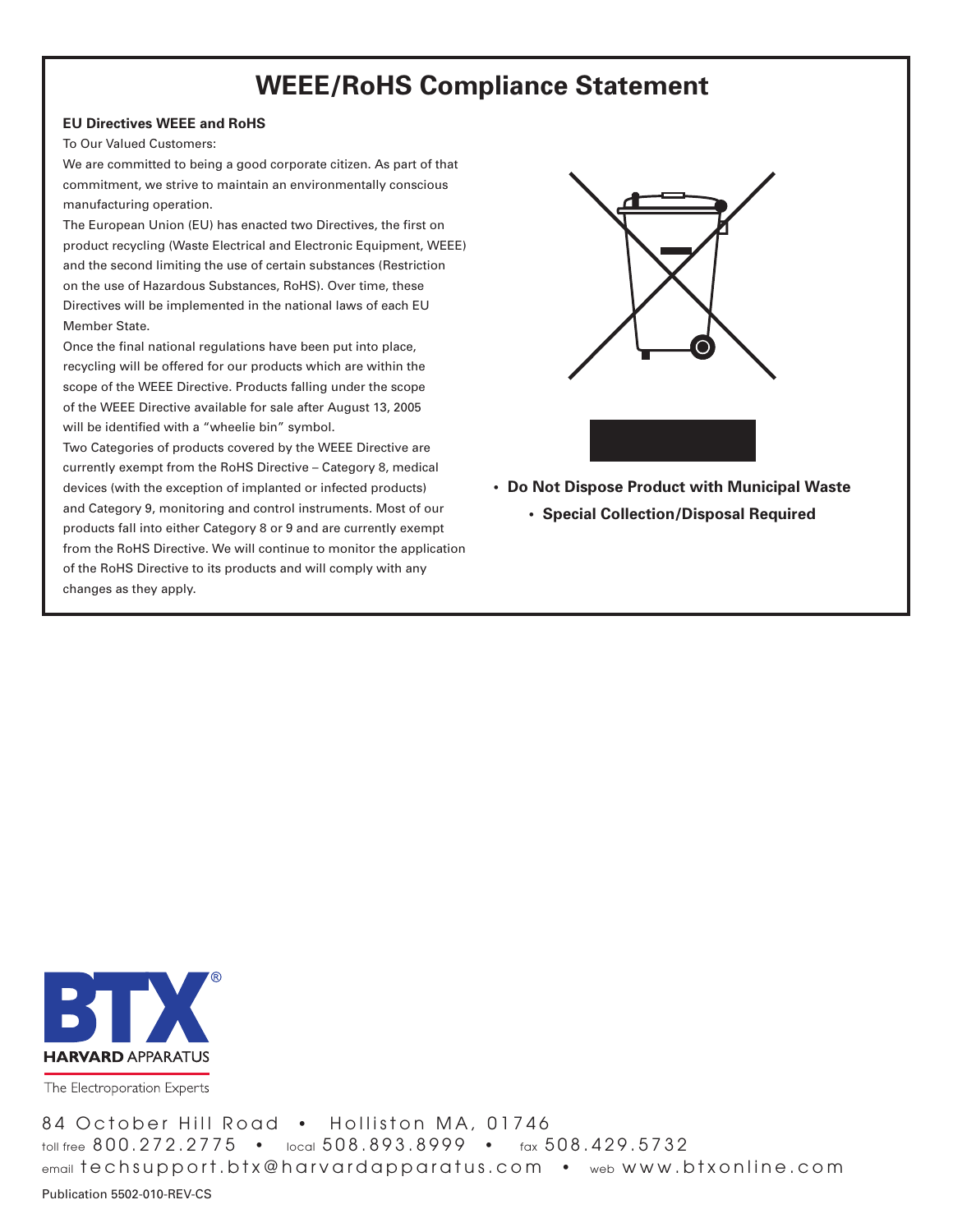# WEEE/RoHS Compliance Statement

**EU Directives WEEE and RoHS**

To Our Valued Customers:

We are committed to being a good corporate citizen. As part of that commitment, we strive to maintain an environmentally conscious manufacturing operation.

The European Union (EU) has enacted two Directives, the first on product recycling (Waste Electrical and Electronic Equipment, WEEE) and the second limiting the use of certain substances (Restriction on the use of Hazardous Substances, RoHS). Over time, these Directives will be implemented in the national laws of each EU Member State.

Once the final national regulations have been put into place, recycling will be offered for our products which are within the scope of the WEEE Directive. Products falling under the scope of the WEEE Directive available for sale after August 13, 2005 will be identified with a "wheelie bin" symbol.

Two Categories of products covered by the WEEE Directive are currently exempt from the RoHS Directive – Category 8, medical devices (with the exception of implanted or infected products) and Category 9, monitoring and control instruments. Most of our products fall into either Category 8 or 9 and are currently exempt from the RoHS Directive. We will continue to monitor the application of the RoHS Directive to its products and will comply with any changes as they apply.

- **Do Not Dispose Product with Municipal Waste**
- **Special Collection/Disposal Required**

BTX®
HARVARD APPARATUS
The Electroporation Experts

84 October Hill Road • Holliston MA, 01746
toll free 800.272.2775 • local 508.893.8999 • fax 508.429.5732
email techsupport.btx@harvardapparatus.com • web www.btxonline.com

Publication 5502-010-REV-CS